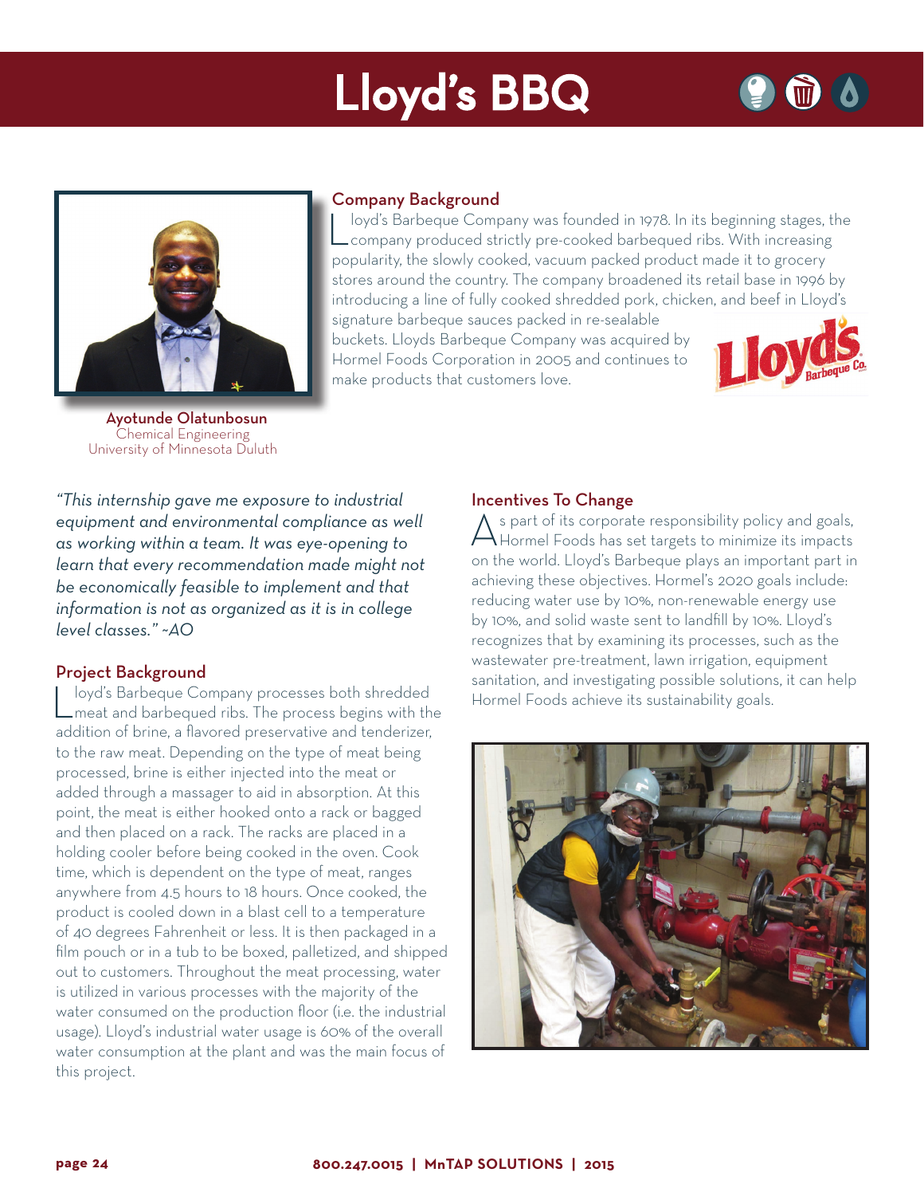# Lloyd's BBQ

Ayotunde Olatunbosun
Chemical Engineering
University of Minnesota Duluth

## Company Background

Lloyd's Barbeque Company was founded in 1978. In its beginning stages, the company produced strictly pre-cooked barbequed ribs. With increasing popularity, the slowly cooked, vacuum packed product made it to grocery stores around the country. The company broadened its retail base in 1996 by introducing a line of fully cooked shredded pork, chicken, and beef in Lloyd's signature barbeque sauces packed in re-sealable buckets. Lloyds Barbeque Company was acquired by Hormel Foods Corporation in 2005 and continues to make products that customers love.

*"This internship gave me exposure to industrial equipment and environmental compliance as well as working within a team. It was eye-opening to learn that every recommendation made might not be economically feasible to implement and that information is not as organized as it is in college level classes." ~AO*

## Project Background

Lloyd's Barbeque Company processes both shredded meat and barbequed ribs. The process begins with the addition of brine, a flavored preservative and tenderizer, to the raw meat. Depending on the type of meat being processed, brine is either injected into the meat or added through a massager to aid in absorption. At this point, the meat is either hooked onto a rack or bagged and then placed on a rack. The racks are placed in a holding cooler before being cooked in the oven. Cook time, which is dependent on the type of meat, ranges anywhere from 4.5 hours to 18 hours. Once cooked, the product is cooled down in a blast cell to a temperature of 40 degrees Fahrenheit or less. It is then packaged in a film pouch or in a tub to be boxed, palletized, and shipped out to customers. Throughout the meat processing, water is utilized in various processes with the majority of the water consumed on the production floor (i.e. the industrial usage). Lloyd's industrial water usage is 60% of the overall water consumption at the plant and was the main focus of this project.

## Incentives To Change

As part of its corporate responsibility policy and goals, Hormel Foods has set targets to minimize its impacts on the world. Lloyd's Barbeque plays an important part in achieving these objectives. Hormel's 2020 goals include: reducing water use by 10%, non-renewable energy use by 10%, and solid waste sent to landfill by 10%. Lloyd's recognizes that by examining its processes, such as the wastewater pre-treatment, lawn irrigation, equipment sanitation, and investigating possible solutions, it can help Hormel Foods achieve its sustainability goals.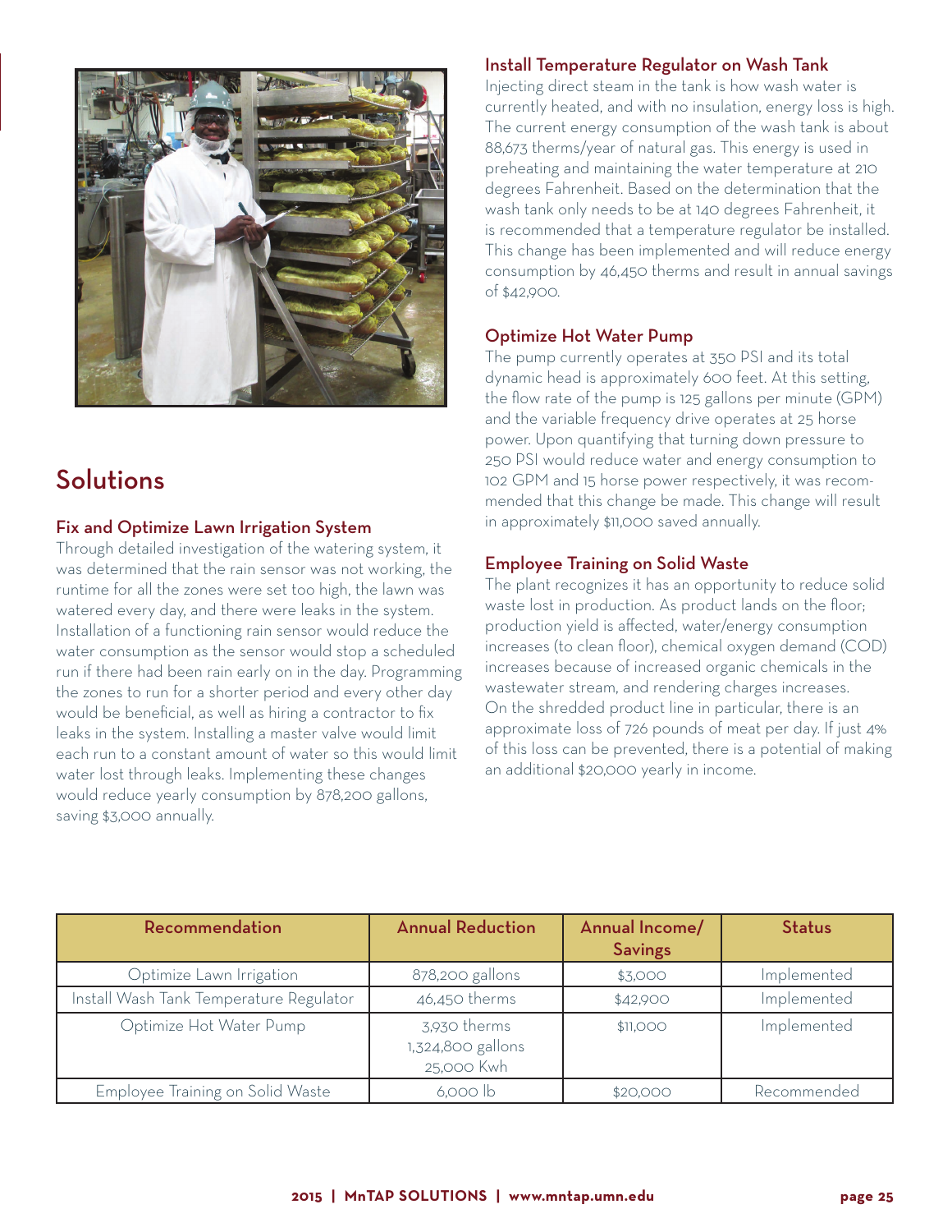## Solutions

### Fix and Optimize Lawn Irrigation System

Through detailed investigation of the watering system, it was determined that the rain sensor was not working, the runtime for all the zones were set too high, the lawn was watered every day, and there were leaks in the system. Installation of a functioning rain sensor would reduce the water consumption as the sensor would stop a scheduled run if there had been rain early on in the day. Programming the zones to run for a shorter period and every other day would be beneficial, as well as hiring a contractor to fix leaks in the system. Installing a master valve would limit each run to a constant amount of water so this would limit water lost through leaks. Implementing these changes would reduce yearly consumption by 878,200 gallons, saving $3,000 annually.

### Install Temperature Regulator on Wash Tank

Injecting direct steam in the tank is how wash water is currently heated, and with no insulation, energy loss is high. The current energy consumption of the wash tank is about 88,673 therms/year of natural gas. This energy is used in preheating and maintaining the water temperature at 210 degrees Fahrenheit. Based on the determination that the wash tank only needs to be at 140 degrees Fahrenheit, it is recommended that a temperature regulator be installed. This change has been implemented and will reduce energy consumption by 46,450 therms and result in annual savings of $42,900.

### Optimize Hot Water Pump

The pump currently operates at 350 PSI and its total dynamic head is approximately 600 feet. At this setting, the flow rate of the pump is 125 gallons per minute (GPM) and the variable frequency drive operates at 25 horse power. Upon quantifying that turning down pressure to 250 PSI would reduce water and energy consumption to 102 GPM and 15 horse power respectively, it was recommended that this change be made. This change will result in approximately $11,000 saved annually.

### Employee Training on Solid Waste

The plant recognizes it has an opportunity to reduce solid waste lost in production. As product lands on the floor; production yield is affected, water/energy consumption increases (to clean floor), chemical oxygen demand (COD) increases because of increased organic chemicals in the wastewater stream, and rendering charges increases. On the shredded product line in particular, there is an approximate loss of 726 pounds of meat per day. If just 4% of this loss can be prevented, there is a potential of making an additional $20,000 yearly in income.

| Recommendation | Annual Reduction | Annual Income/ Savings | Status |
|---|---|---|---|
| Optimize Lawn Irrigation | 878,200 gallons | $3,000 | Implemented |
| Install Wash Tank Temperature Regulator | 46,450 therms | $42,900 | Implemented |
| Optimize Hot Water Pump | 3,930 therms<br>1,324,800 gallons<br>25,000 Kwh | $11,000 | Implemented |
| Employee Training on Solid Waste | 6,000 lb | $20,000 | Recommended |